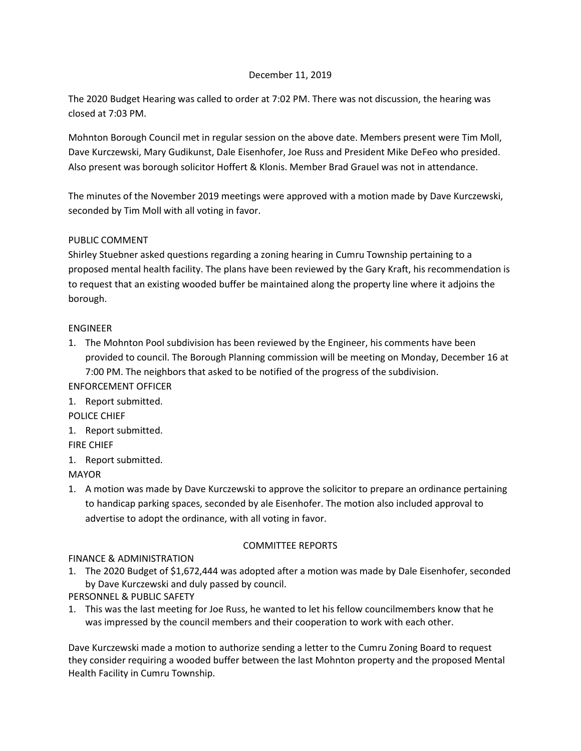December 11, 2019

The 2020 Budget Hearing was called to order at 7:02 PM. There was not discussion, the hearing was closed at 7:03 PM.

Mohnton Borough Council met in regular session on the above date. Members present were Tim Moll, Dave Kurczewski, Mary Gudikunst, Dale Eisenhofer, Joe Russ and President Mike DeFeo who presided. Also present was borough solicitor Hoffert & Klonis. Member Brad Grauel was not in attendance.

The minutes of the November 2019 meetings were approved with a motion made by Dave Kurczewski, seconded by Tim Moll with all voting in favor.

PUBLIC COMMENT
Shirley Stuebner asked questions regarding a zoning hearing in Cumru Township pertaining to a proposed mental health facility. The plans have been reviewed by the Gary Kraft, his recommendation is to request that an existing wooded buffer be maintained along the property line where it adjoins the borough.

ENGINEER
1. The Mohnton Pool subdivision has been reviewed by the Engineer, his comments have been provided to council. The Borough Planning commission will be meeting on Monday, December 16 at 7:00 PM. The neighbors that asked to be notified of the progress of the subdivision.

ENFORCEMENT OFFICER
1. Report submitted.

POLICE CHIEF
1. Report submitted.

FIRE CHIEF
1. Report submitted.

MAYOR
1. A motion was made by Dave Kurczewski to approve the solicitor to prepare an ordinance pertaining to handicap parking spaces, seconded by ale Eisenhofer. The motion also included approval to advertise to adopt the ordinance, with all voting in favor.

COMMITTEE REPORTS

FINANCE & ADMINISTRATION
1. The 2020 Budget of $1,672,444 was adopted after a motion was made by Dale Eisenhofer, seconded by Dave Kurczewski and duly passed by council.

PERSONNEL & PUBLIC SAFETY
1. This was the last meeting for Joe Russ, he wanted to let his fellow councilmembers know that he was impressed by the council members and their cooperation to work with each other.

Dave Kurczewski made a motion to authorize sending a letter to the Cumru Zoning Board to request they consider requiring a wooded buffer between the last Mohnton property and the proposed Mental Health Facility in Cumru Township.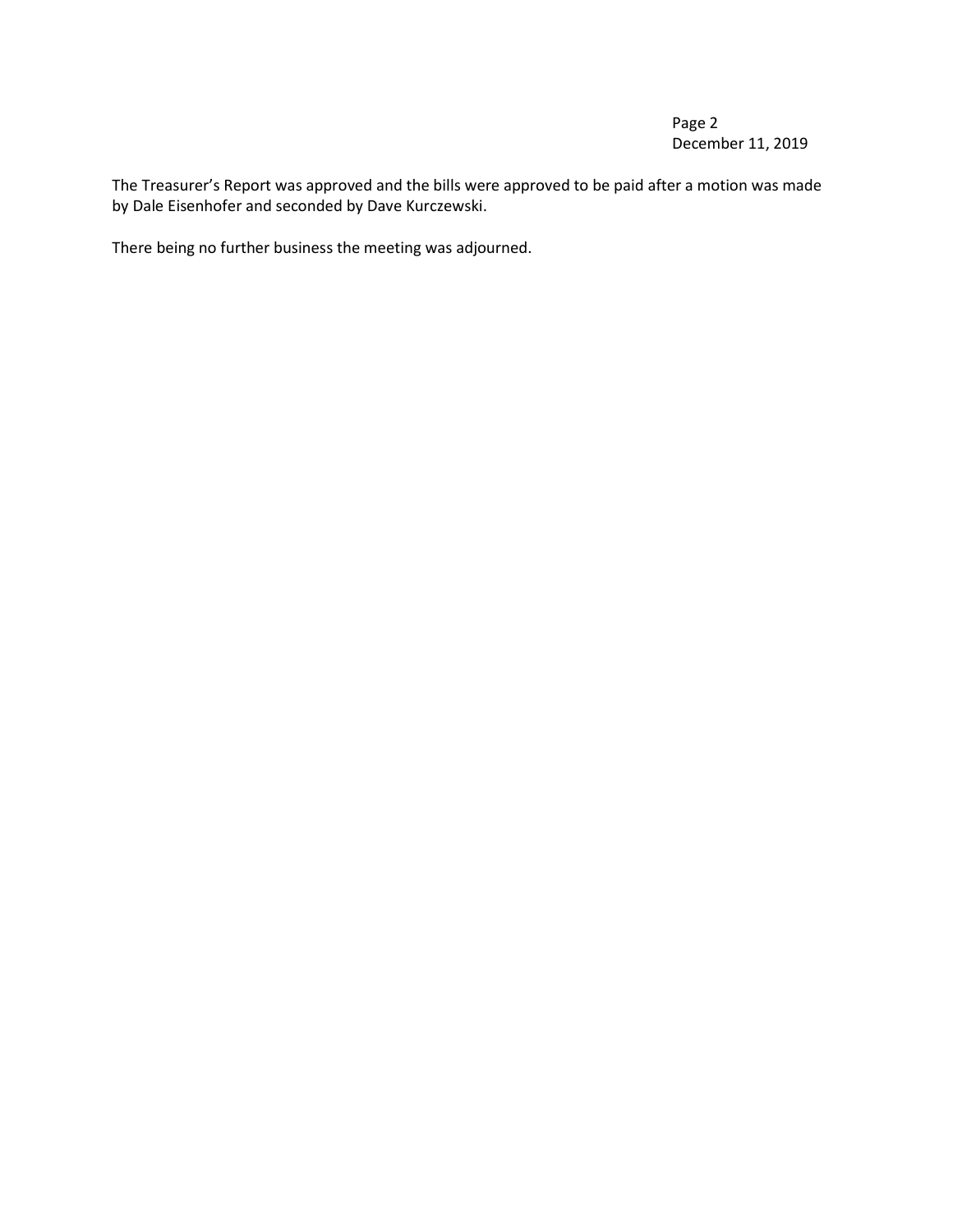The Treasurer's Report was approved and the bills were approved to be paid after a motion was made by Dale Eisenhofer and seconded by Dave Kurczewski.

There being no further business the meeting was adjourned.